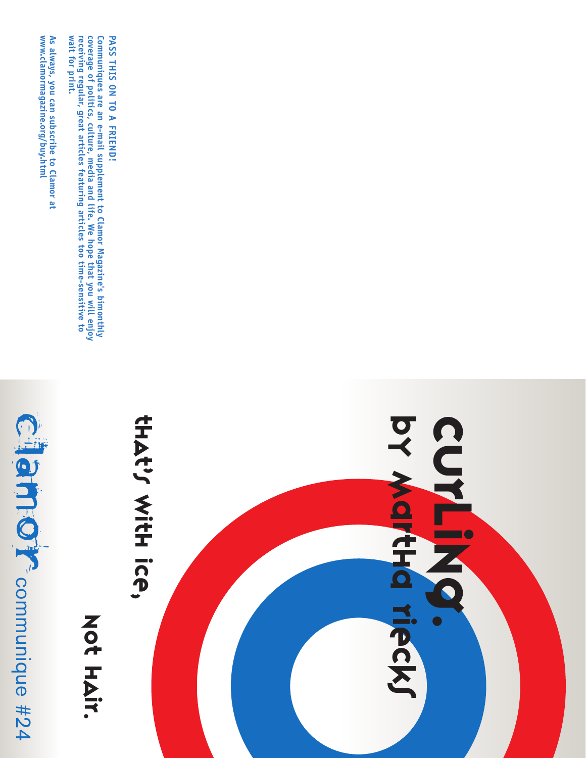# CURLING:

## by Martha Riecks

that's with ice, Not Hair.

Clamor communique #24

**PASS THIS ON TO A FRIEND!**

Communiques are an e-mail supplement to Clamor Magazine's bimonthly coverage of politics, culture, media and life. We hope that you will enjoy receiving regular, great articles featuring articles too time-sensitive to wait for print.

As always, you can subscribe to Clamor at www.clamormagazine.org/buy.html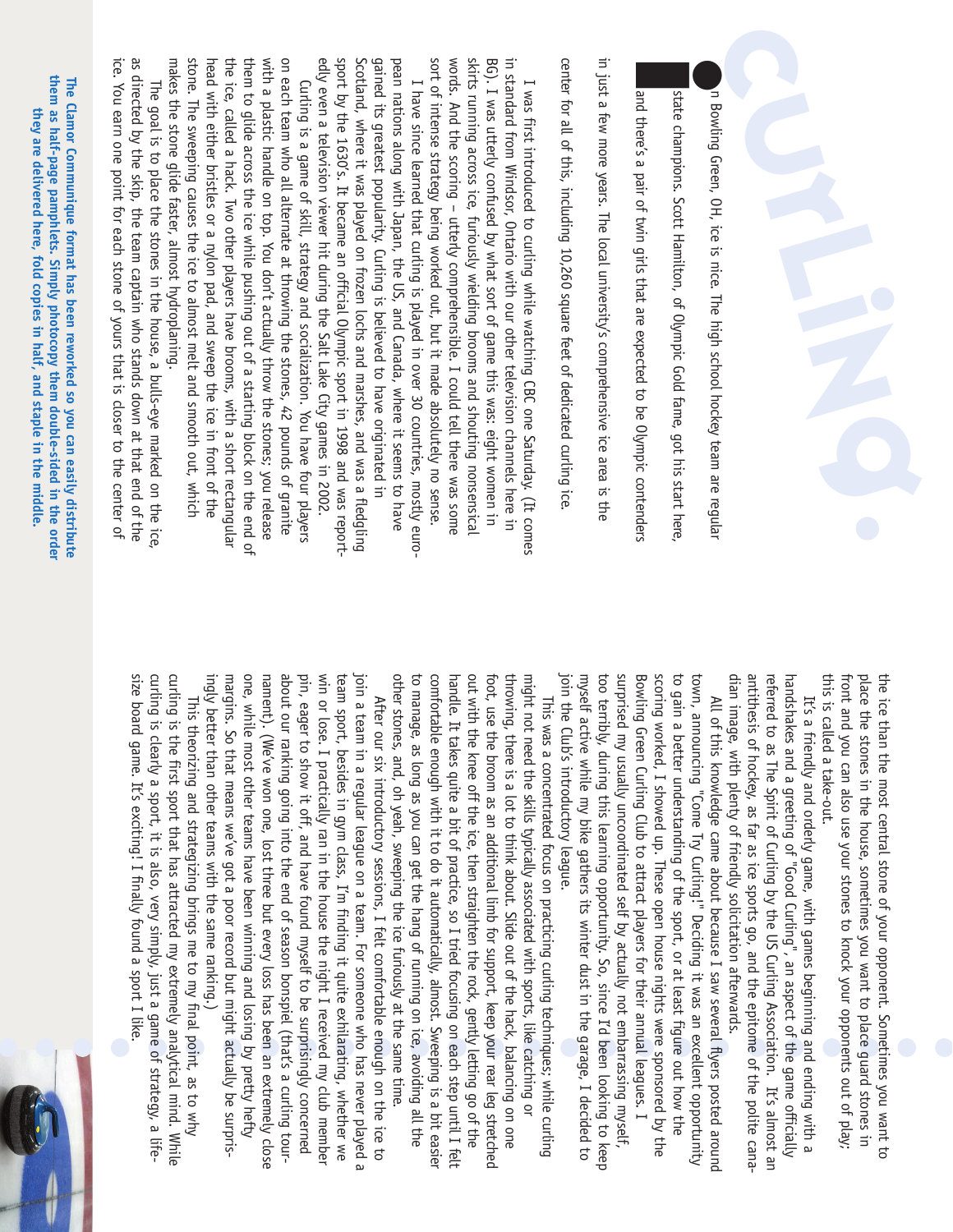# Curling.

In Bowling Green, OH, ice is nice. The high school hockey team are regular state champions. Scott Hamilton, of Olympic Gold fame, got his start here, and there's a pair of twin girls that are expected to be Olympic contenders in just a few more years. The local university's comprehensive ice area is the center for all of this, including 10,260 square feet of dedicated curling ice.

I was first introduced to curling while watching CBC one Saturday. (It comes in standard from Windsor, Ontario with our other television channels here in BG). I was utterly confused by what sort of game this was: eight women in skirts running across ice, furiously wielding brooms and shouting nonsensical words. And the scoring – utterly comprehensible. I could tell there was some sort of intense strategy being worked out, but it made absolutely no sense.

I have since learned that curling is played in over 30 countries, mostly european nations along with Japan, the US, and Canada, where it seems to have gained its greatest popularity. Curling is believed to have originated in Scotland, where it was played on frozen lochs and marshes, and was a fledgling sport by the 1630's. It became an official Olympic sport in 1998 and was reportedly even a television viewer hit during the Salt Lake City games in 2002.

Curling is a game of skill, strategy and socialization. You have four players on each team who all alternate at throwing the stones, 42 pounds of granite with a plastic handle on top. You don't actually throw the stones; you release them to glide across the ice while pushing out of a starting block on the end of the ice, called a hack. Two other players have brooms, with a short rectangular head with either bristles or a nylon pad, and sweep the ice in front of the stone. The sweeping causes the ice to almost melt and smooth out, which makes the stone glide faster, almost hydroplaning.

The goal is to place the stones in the house, a bulls-eye marked on the ice, as directed by the skip, the team captain who stands down at that end of the ice. You earn one point for each stone of yours that is closer to the center of the ice than the most central stone of your opponent. Sometimes you want to place the stones in the house, sometimes you want to place guard stones in front and you can also use your stones to knock your opponents out of play; this is called a take-out.

It's a friendly and orderly game, with games beginning and ending with a handshakes and a greeting of "Good Curling", an aspect of the game officially referred to as The Spirit of Curling by the US Curling Association. It's almost an antithesis of hockey, as far as ice sports go, and the epitome of the polite canadian image, with plenty of friendly solicitation afterwards.

All of this knowledge came about because I saw several flyers posted around town, announcing "Come Try Curling!" Deciding it was an excellent opportunity to gain a better understanding of the sport, or at least figure out how the scoring worked, I showed up. These open house nights were sponsored by the Bowling Green Curling Club to attract players for their annual leagues. I surprised my usually uncoordinated self by actually not embarrassing myself, too terribly, during this learning opportunity. So, since I'd been looking to keep myself active while my bike gathers its winter dust in the garage, I decided to join the Club's introductory league.

This was a concentrated focus on practicing curling techniques; while curling might not need the skills typically associated with sports, like catching or throwing, there is a lot to think about. Slide out of the hack, balancing on one foot, use the broom as an additional limb for support, keep your rear leg stretched out with the knee off the ice, then straighten the rock, gently letting go of the handle. It takes quite a bit of practice, so I tried focusing on each step until I felt comfortable enough with it to do it automatically, almost. Sweeping is a bit easier to manage, as long as you can get the hang of running on ice, avoiding all the other stones, and, oh yeah, sweeping the ice furiously at the same time.

After our six introductory sessions, I felt comfortable enough on the ice to join a team in a regular league on a team. For someone who has never played a team sport, besides in gym class, I'm finding it quite exhilarating, whether we win or lose. I practically ran in the house the night I received my club member pin, eager to show it off, and have found myself to be surprisingly concerned about our ranking going into the end of season bonspiel (that's a curling tournament). (We've won one, lost three but every loss has been an extremely close one, while most other teams have been winning and losing by pretty hefty margins. So that means we've got a poor record but might actually be surprisingly better than other teams with the same ranking.)

This theorizing and strategizing brings me to my final point, as to why curling is the first sport that has attracted my extremely analytical mind. While curling is clearly a sport, it is also, very simply, just a game of strategy, a life-size board game. It's exciting! I finally found a sport I like.

**The Clamor Communique format has been reworked so you can easily distribute them as half-page pamphlets. Simply photocopy them double-sided in the order they are delivered here, fold copies in half, and staple in the middle.**